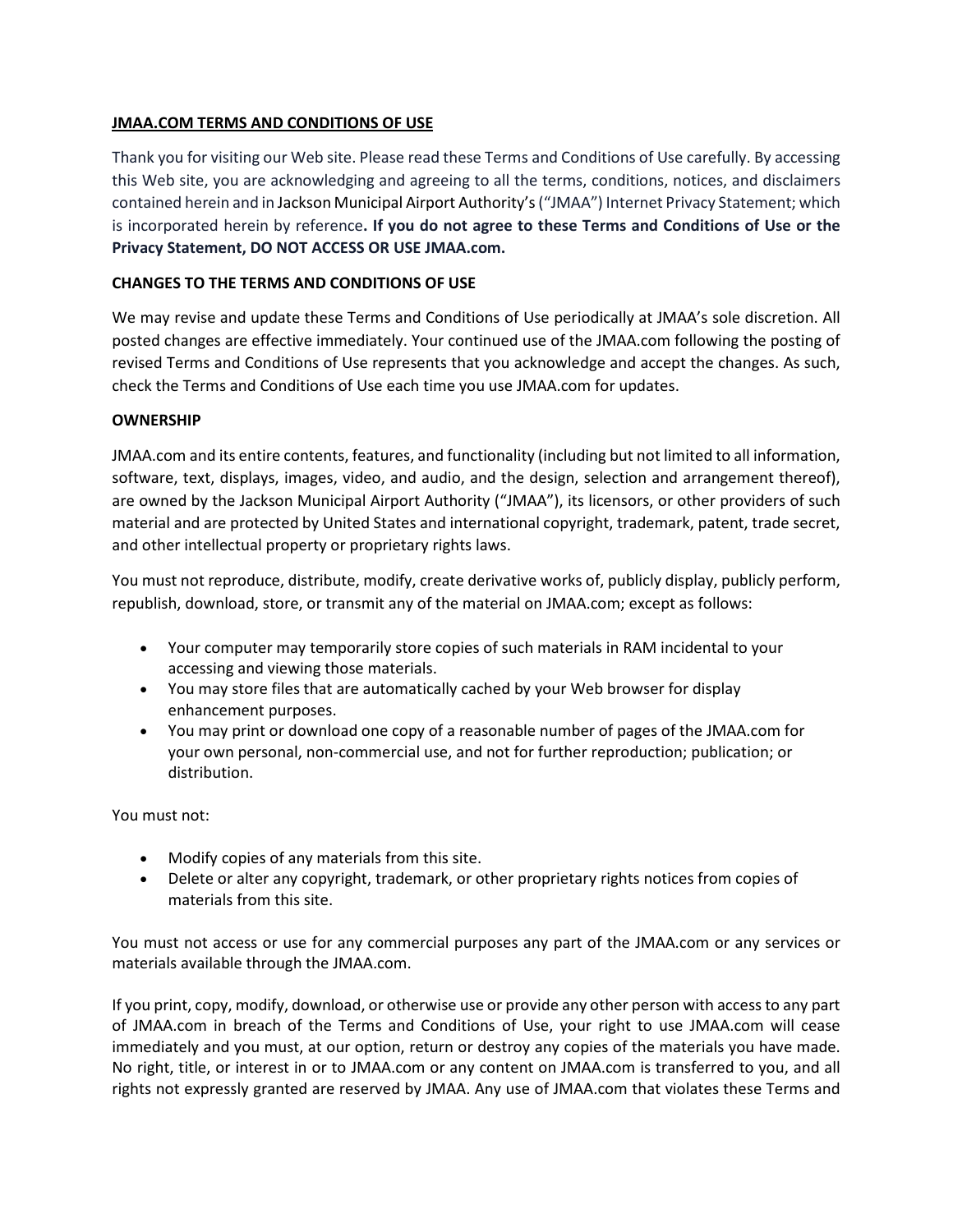**JMAA.COM TERMS AND CONDITIONS OF USE**

Thank you for visiting our Web site. Please read these Terms and Conditions of Use carefully. By accessing this Web site, you are acknowledging and agreeing to all the terms, conditions, notices, and disclaimers contained herein and in Jackson Municipal Airport Authority's ("JMAA") Internet Privacy Statement; which is incorporated herein by reference**. If you do not agree to these Terms and Conditions of Use or the Privacy Statement, DO NOT ACCESS OR USE JMAA.com.**

**CHANGES TO THE TERMS AND CONDITIONS OF USE**

We may revise and update these Terms and Conditions of Use periodically at JMAA's sole discretion. All posted changes are effective immediately. Your continued use of the JMAA.com following the posting of revised Terms and Conditions of Use represents that you acknowledge and accept the changes. As such, check the Terms and Conditions of Use each time you use JMAA.com for updates.

**OWNERSHIP**

JMAA.com and its entire contents, features, and functionality (including but not limited to all information, software, text, displays, images, video, and audio, and the design, selection and arrangement thereof), are owned by the Jackson Municipal Airport Authority ("JMAA"), its licensors, or other providers of such material and are protected by United States and international copyright, trademark, patent, trade secret, and other intellectual property or proprietary rights laws.

You must not reproduce, distribute, modify, create derivative works of, publicly display, publicly perform, republish, download, store, or transmit any of the material on JMAA.com; except as follows:

- Your computer may temporarily store copies of such materials in RAM incidental to your accessing and viewing those materials.
- You may store files that are automatically cached by your Web browser for display enhancement purposes.
- You may print or download one copy of a reasonable number of pages of the JMAA.com for your own personal, non-commercial use, and not for further reproduction; publication; or distribution.

You must not:

- Modify copies of any materials from this site.
- Delete or alter any copyright, trademark, or other proprietary rights notices from copies of materials from this site.

You must not access or use for any commercial purposes any part of the JMAA.com or any services or materials available through the JMAA.com.

If you print, copy, modify, download, or otherwise use or provide any other person with access to any part of JMAA.com in breach of the Terms and Conditions of Use, your right to use JMAA.com will cease immediately and you must, at our option, return or destroy any copies of the materials you have made. No right, title, or interest in or to JMAA.com or any content on JMAA.com is transferred to you, and all rights not expressly granted are reserved by JMAA. Any use of JMAA.com that violates these Terms and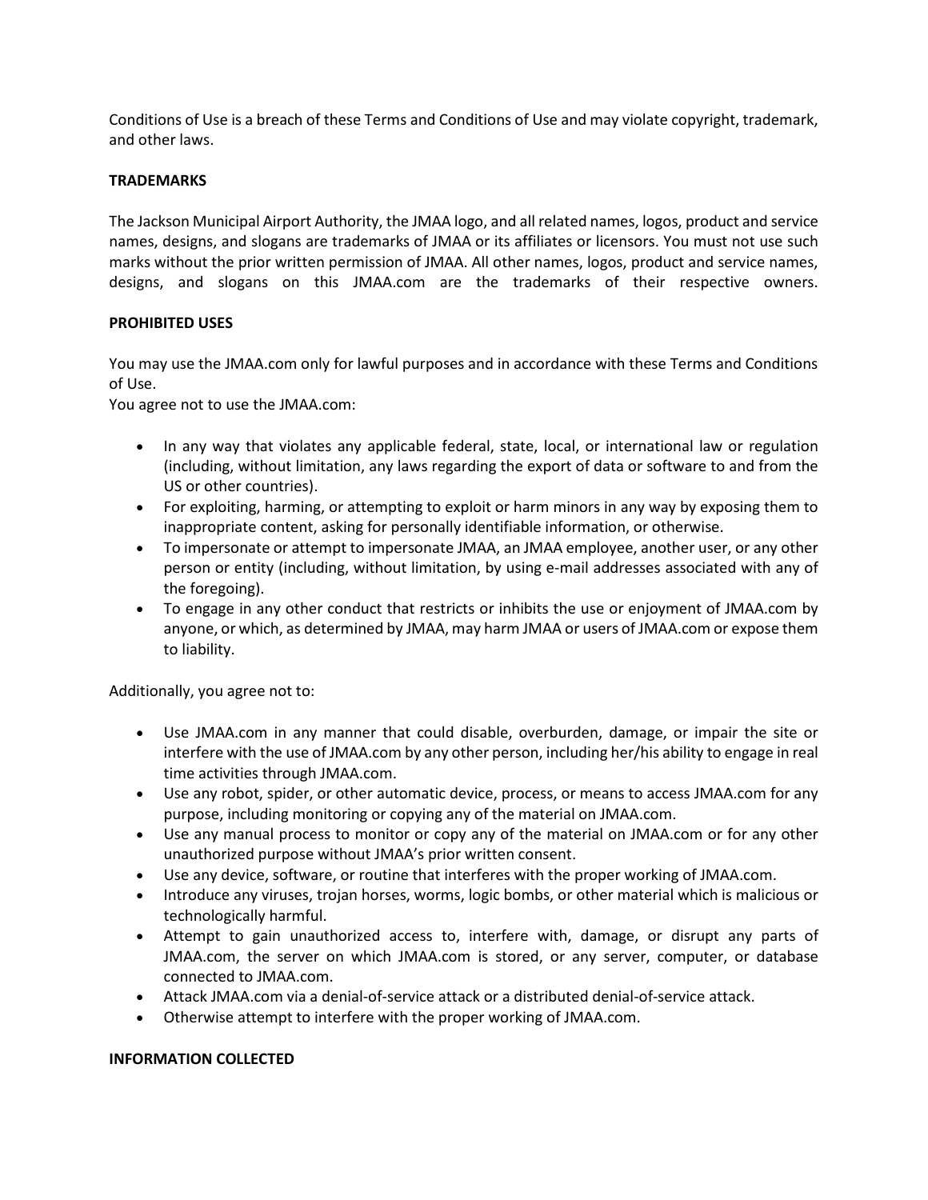Conditions of Use is a breach of these Terms and Conditions of Use and may violate copyright, trademark, and other laws.

**TRADEMARKS**

The Jackson Municipal Airport Authority, the JMAA logo, and all related names, logos, product and service names, designs, and slogans are trademarks of JMAA or its affiliates or licensors. You must not use such marks without the prior written permission of JMAA. All other names, logos, product and service names, designs, and slogans on this JMAA.com are the trademarks of their respective owners.

**PROHIBITED USES**

You may use the JMAA.com only for lawful purposes and in accordance with these Terms and Conditions of Use.
You agree not to use the JMAA.com:

- In any way that violates any applicable federal, state, local, or international law or regulation (including, without limitation, any laws regarding the export of data or software to and from the US or other countries).
- For exploiting, harming, or attempting to exploit or harm minors in any way by exposing them to inappropriate content, asking for personally identifiable information, or otherwise.
- To impersonate or attempt to impersonate JMAA, an JMAA employee, another user, or any other person or entity (including, without limitation, by using e-mail addresses associated with any of the foregoing).
- To engage in any other conduct that restricts or inhibits the use or enjoyment of JMAA.com by anyone, or which, as determined by JMAA, may harm JMAA or users of JMAA.com or expose them to liability.

Additionally, you agree not to:

- Use JMAA.com in any manner that could disable, overburden, damage, or impair the site or interfere with the use of JMAA.com by any other person, including her/his ability to engage in real time activities through JMAA.com.
- Use any robot, spider, or other automatic device, process, or means to access JMAA.com for any purpose, including monitoring or copying any of the material on JMAA.com.
- Use any manual process to monitor or copy any of the material on JMAA.com or for any other unauthorized purpose without JMAA's prior written consent.
- Use any device, software, or routine that interferes with the proper working of JMAA.com.
- Introduce any viruses, trojan horses, worms, logic bombs, or other material which is malicious or technologically harmful.
- Attempt to gain unauthorized access to, interfere with, damage, or disrupt any parts of JMAA.com, the server on which JMAA.com is stored, or any server, computer, or database connected to JMAA.com.
- Attack JMAA.com via a denial-of-service attack or a distributed denial-of-service attack.
- Otherwise attempt to interfere with the proper working of JMAA.com.

**INFORMATION COLLECTED**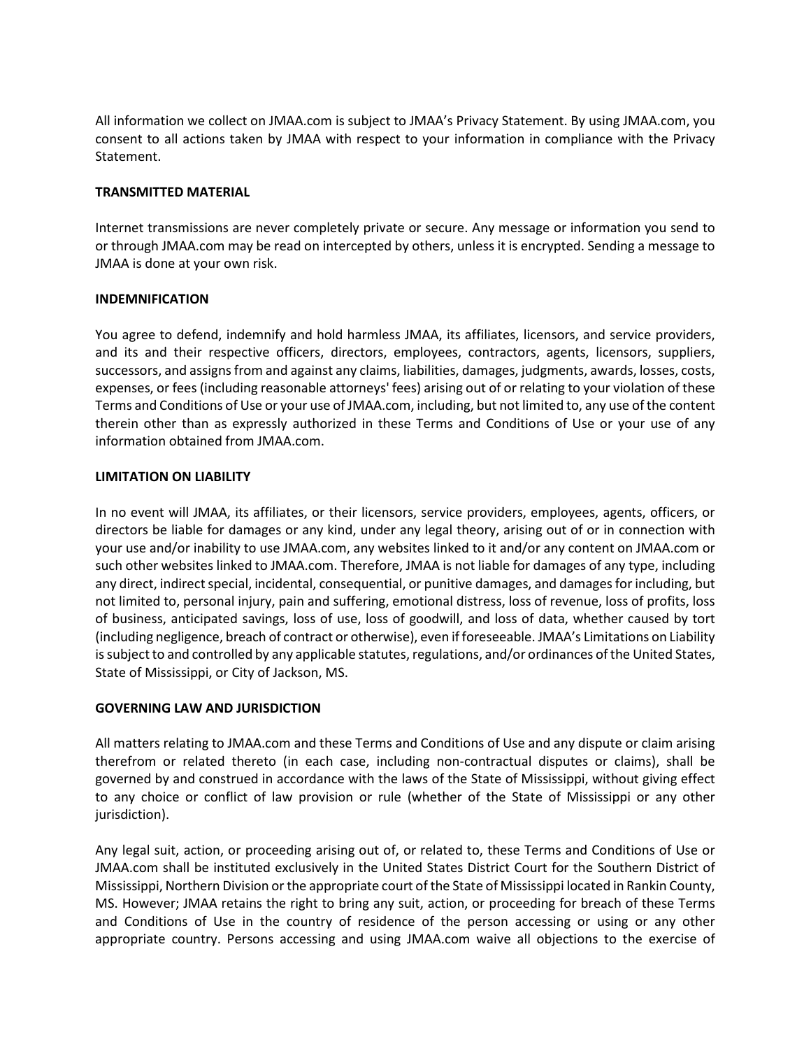All information we collect on JMAA.com is subject to JMAA's Privacy Statement. By using JMAA.com, you consent to all actions taken by JMAA with respect to your information in compliance with the Privacy Statement.

**TRANSMITTED MATERIAL**

Internet transmissions are never completely private or secure. Any message or information you send to or through JMAA.com may be read on intercepted by others, unless it is encrypted. Sending a message to JMAA is done at your own risk.

**INDEMNIFICATION**

You agree to defend, indemnify and hold harmless JMAA, its affiliates, licensors, and service providers, and its and their respective officers, directors, employees, contractors, agents, licensors, suppliers, successors, and assigns from and against any claims, liabilities, damages, judgments, awards, losses, costs, expenses, or fees (including reasonable attorneys' fees) arising out of or relating to your violation of these Terms and Conditions of Use or your use of JMAA.com, including, but not limited to, any use of the content therein other than as expressly authorized in these Terms and Conditions of Use or your use of any information obtained from JMAA.com.

**LIMITATION ON LIABILITY**

In no event will JMAA, its affiliates, or their licensors, service providers, employees, agents, officers, or directors be liable for damages or any kind, under any legal theory, arising out of or in connection with your use and/or inability to use JMAA.com, any websites linked to it and/or any content on JMAA.com or such other websites linked to JMAA.com. Therefore, JMAA is not liable for damages of any type, including any direct, indirect special, incidental, consequential, or punitive damages, and damages for including, but not limited to, personal injury, pain and suffering, emotional distress, loss of revenue, loss of profits, loss of business, anticipated savings, loss of use, loss of goodwill, and loss of data, whether caused by tort (including negligence, breach of contract or otherwise), even if foreseeable. JMAA's Limitations on Liability is subject to and controlled by any applicable statutes, regulations, and/or ordinances of the United States, State of Mississippi, or City of Jackson, MS.

**GOVERNING LAW AND JURISDICTION**

All matters relating to JMAA.com and these Terms and Conditions of Use and any dispute or claim arising therefrom or related thereto (in each case, including non-contractual disputes or claims), shall be governed by and construed in accordance with the laws of the State of Mississippi, without giving effect to any choice or conflict of law provision or rule (whether of the State of Mississippi or any other jurisdiction).

Any legal suit, action, or proceeding arising out of, or related to, these Terms and Conditions of Use or JMAA.com shall be instituted exclusively in the United States District Court for the Southern District of Mississippi, Northern Division or the appropriate court of the State of Mississippi located in Rankin County, MS. However; JMAA retains the right to bring any suit, action, or proceeding for breach of these Terms and Conditions of Use in the country of residence of the person accessing or using or any other appropriate country. Persons accessing and using JMAA.com waive all objections to the exercise of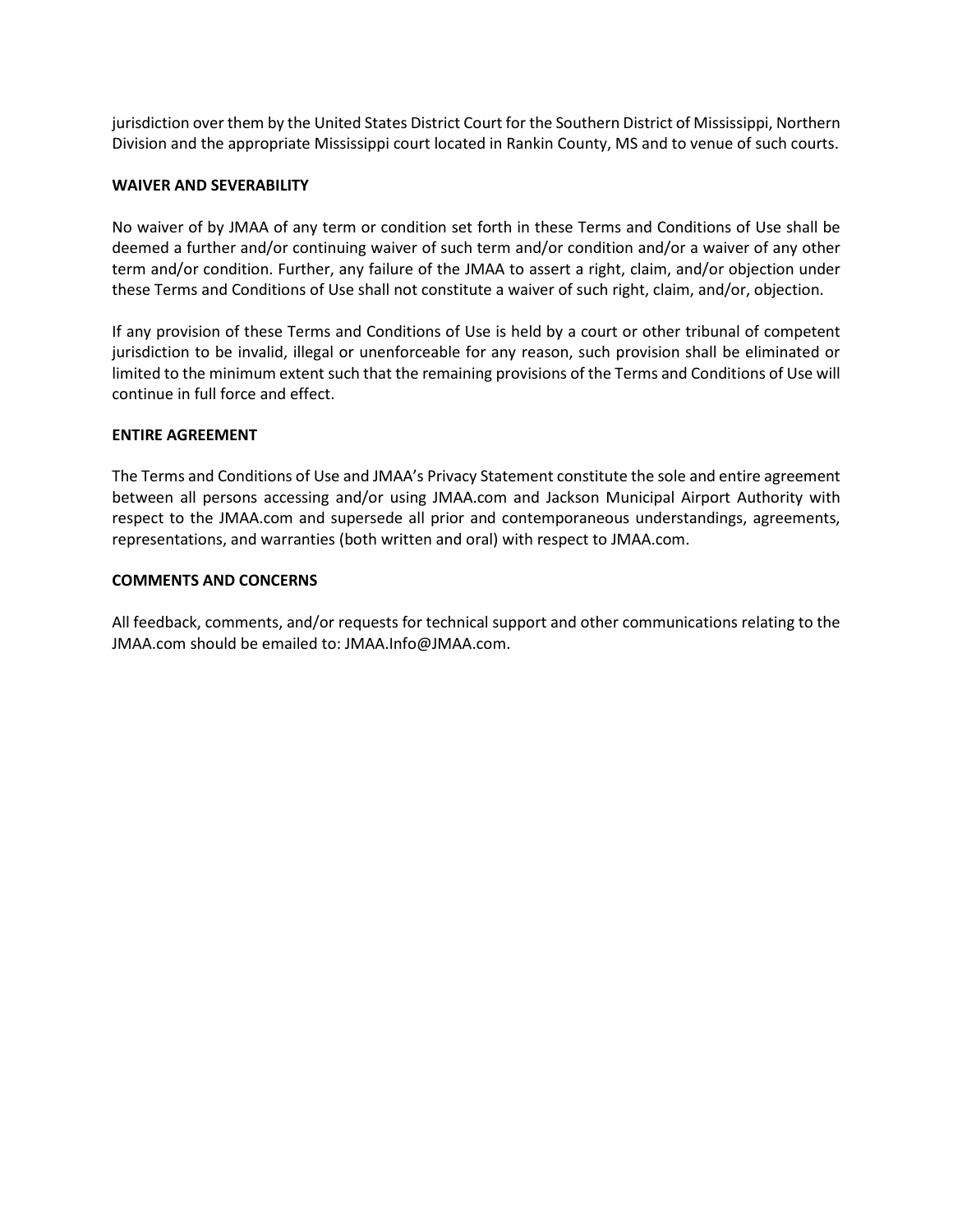jurisdiction over them by the United States District Court for the Southern District of Mississippi, Northern Division and the appropriate Mississippi court located in Rankin County, MS and to venue of such courts.

**WAIVER AND SEVERABILITY**

No waiver of by JMAA of any term or condition set forth in these Terms and Conditions of Use shall be deemed a further and/or continuing waiver of such term and/or condition and/or a waiver of any other term and/or condition. Further, any failure of the JMAA to assert a right, claim, and/or objection under these Terms and Conditions of Use shall not constitute a waiver of such right, claim, and/or, objection.

If any provision of these Terms and Conditions of Use is held by a court or other tribunal of competent jurisdiction to be invalid, illegal or unenforceable for any reason, such provision shall be eliminated or limited to the minimum extent such that the remaining provisions of the Terms and Conditions of Use will continue in full force and effect.

**ENTIRE AGREEMENT**

The Terms and Conditions of Use and JMAA's Privacy Statement constitute the sole and entire agreement between all persons accessing and/or using JMAA.com and Jackson Municipal Airport Authority with respect to the JMAA.com and supersede all prior and contemporaneous understandings, agreements, representations, and warranties (both written and oral) with respect to JMAA.com.

**COMMENTS AND CONCERNS**

All feedback, comments, and/or requests for technical support and other communications relating to the JMAA.com should be emailed to: JMAA.Info@JMAA.com.